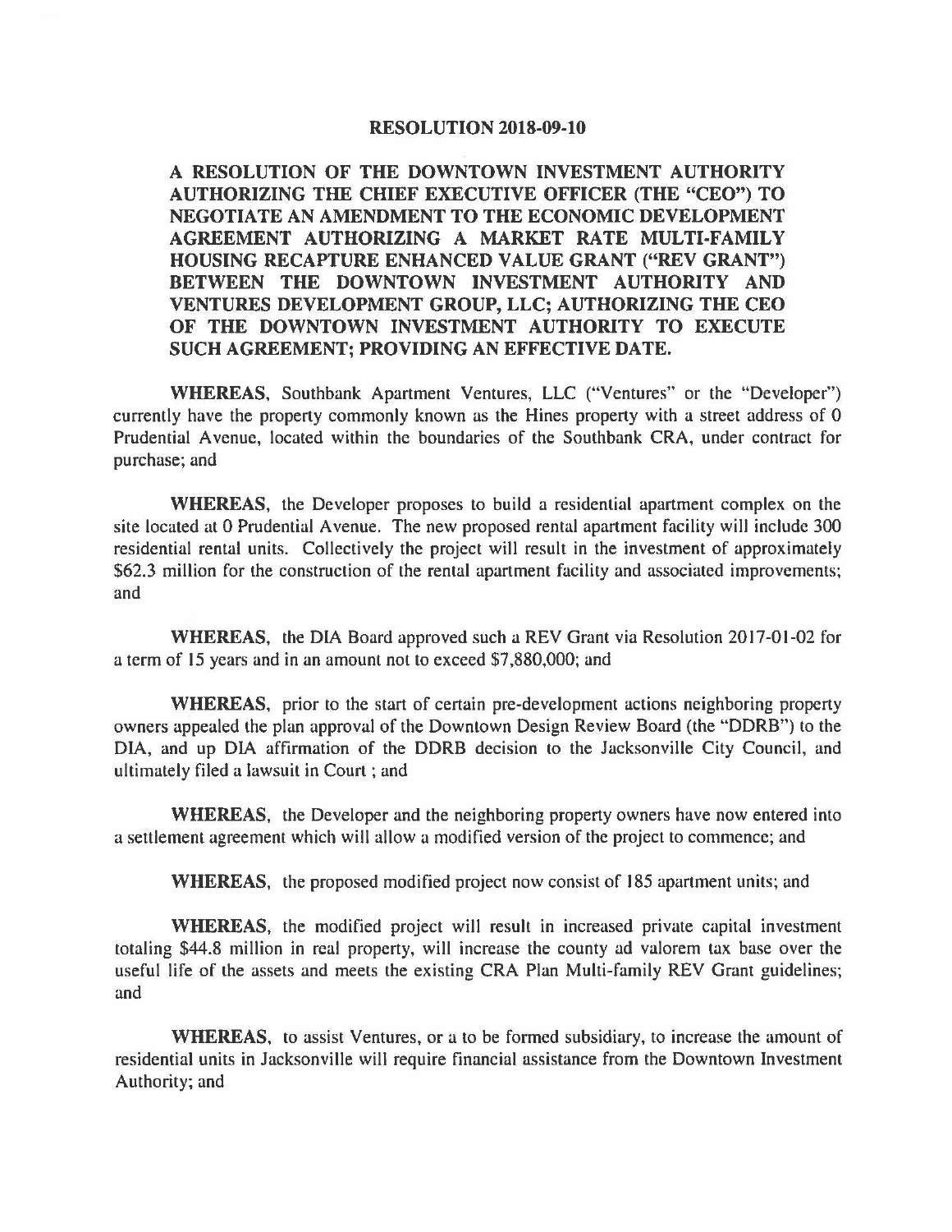# RESOLUTION 2018-09-10

**A RESOLUTION OF THE DOWNTOWN INVESTMENT AUTHORITY AUTHORIZING THE CHIEF EXECUTIVE OFFICER (THE "CEO") TO NEGOTIATE AN AMENDMENT TO THE ECONOMIC DEVELOPMENT AGREEMENT AUTHORIZING A MARKET RATE MULTI-FAMILY HOUSING RECAPTURE ENHANCED VALUE GRANT ("REV GRANT") BETWEEN THE DOWNTOWN INVESTMENT AUTHORITY AND VENTURES DEVELOPMENT GROUP, LLC; AUTHORIZING THE CEO OF THE DOWNTOWN INVESTMENT AUTHORITY TO EXECUTE SUCH AGREEMENT; PROVIDING AN EFFECTIVE DATE.**

**WHEREAS**, Southbank Apartment Ventures, LLC ("Ventures" or the "Developer") currently have the property commonly known as the Hines property with a street address of 0 Prudential Avenue, located within the boundaries of the Southbank CRA, under contract for purchase; and

**WHEREAS**, the Developer proposes to build a residential apartment complex on the site located at 0 Prudential Avenue. The new proposed rental apartment facility will include 300 residential rental units. Collectively the project will result in the investment of approximately $62.3 million for the construction of the rental apartment facility and associated improvements; and

**WHEREAS**, the DIA Board approved such a REV Grant via Resolution 2017-01-02 for a term of 15 years and in an amount not to exceed $7,880,000; and

**WHEREAS**, prior to the start of certain pre-development actions neighboring property owners appealed the plan approval of the Downtown Design Review Board (the "DDRB") to the DIA, and up DIA affirmation of the DDRB decision to the Jacksonville City Council, and ultimately filed a lawsuit in Court ; and

**WHEREAS**, the Developer and the neighboring property owners have now entered into a settlement agreement which will allow a modified version of the project to commence; and

**WHEREAS**, the proposed modified project now consist of 185 apartment units; and

**WHEREAS**, the modified project will result in increased private capital investment totaling $44.8 million in real property, will increase the county ad valorem tax base over the useful life of the assets and meets the existing CRA Plan Multi-family REV Grant guidelines; and

**WHEREAS**, to assist Ventures, or a to be formed subsidiary, to increase the amount of residential units in Jacksonville will require financial assistance from the Downtown Investment Authority; and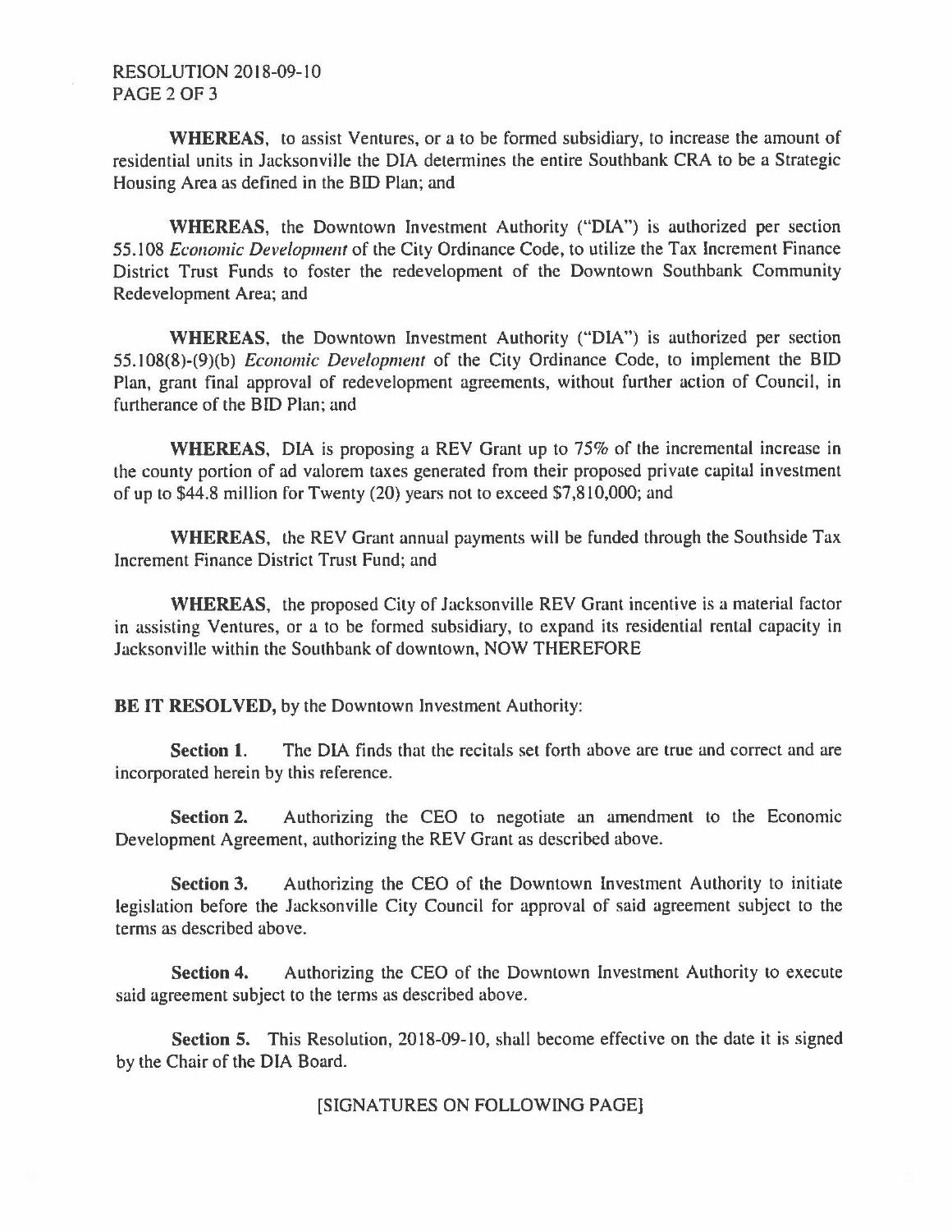**WHEREAS**, to assist Ventures, or a to be formed subsidiary, to increase the amount of residential units in Jacksonville the DIA determines the entire Southbank CRA to be a Strategic Housing Area as defined in the BID Plan; and

**WHEREAS**, the Downtown Investment Authority ("DIA") is authorized per section 55.108 *Economic Development* of the City Ordinance Code, to utilize the Tax Increment Finance District Trust Funds to foster the redevelopment of the Downtown Southbank Community Redevelopment Area; and

**WHEREAS**, the Downtown Investment Authority ("DIA") is authorized per section 55.108(8)-(9)(b) *Economic Development* of the City Ordinance Code, to implement the BID Plan, grant final approval of redevelopment agreements, without further action of Council, in furtherance of the BID Plan; and

**WHEREAS**, DIA is proposing a REV Grant up to 75% of the incremental increase in the county portion of ad valorem taxes generated from their proposed private capital investment of up to $44.8 million for Twenty (20) years not to exceed $7,810,000; and

**WHEREAS**, the REV Grant annual payments will be funded through the Southside Tax Increment Finance District Trust Fund; and

**WHEREAS**, the proposed City of Jacksonville REV Grant incentive is a material factor in assisting Ventures, or a to be formed subsidiary, to expand its residential rental capacity in Jacksonville within the Southbank of downtown, NOW THEREFORE

**BE IT RESOLVED,** by the Downtown Investment Authority:

**Section 1.** The DIA finds that the recitals set forth above are true and correct and are incorporated herein by this reference.

**Section 2.** Authorizing the CEO to negotiate an amendment to the Economic Development Agreement, authorizing the REV Grant as described above.

**Section 3.** Authorizing the CEO of the Downtown Investment Authority to initiate legislation before the Jacksonville City Council for approval of said agreement subject to the terms as described above.

**Section 4.** Authorizing the CEO of the Downtown Investment Authority to execute said agreement subject to the terms as described above.

**Section 5.** This Resolution, 2018-09-10, shall become effective on the date it is signed by the Chair of the DIA Board.

[SIGNATURES ON FOLLOWING PAGE]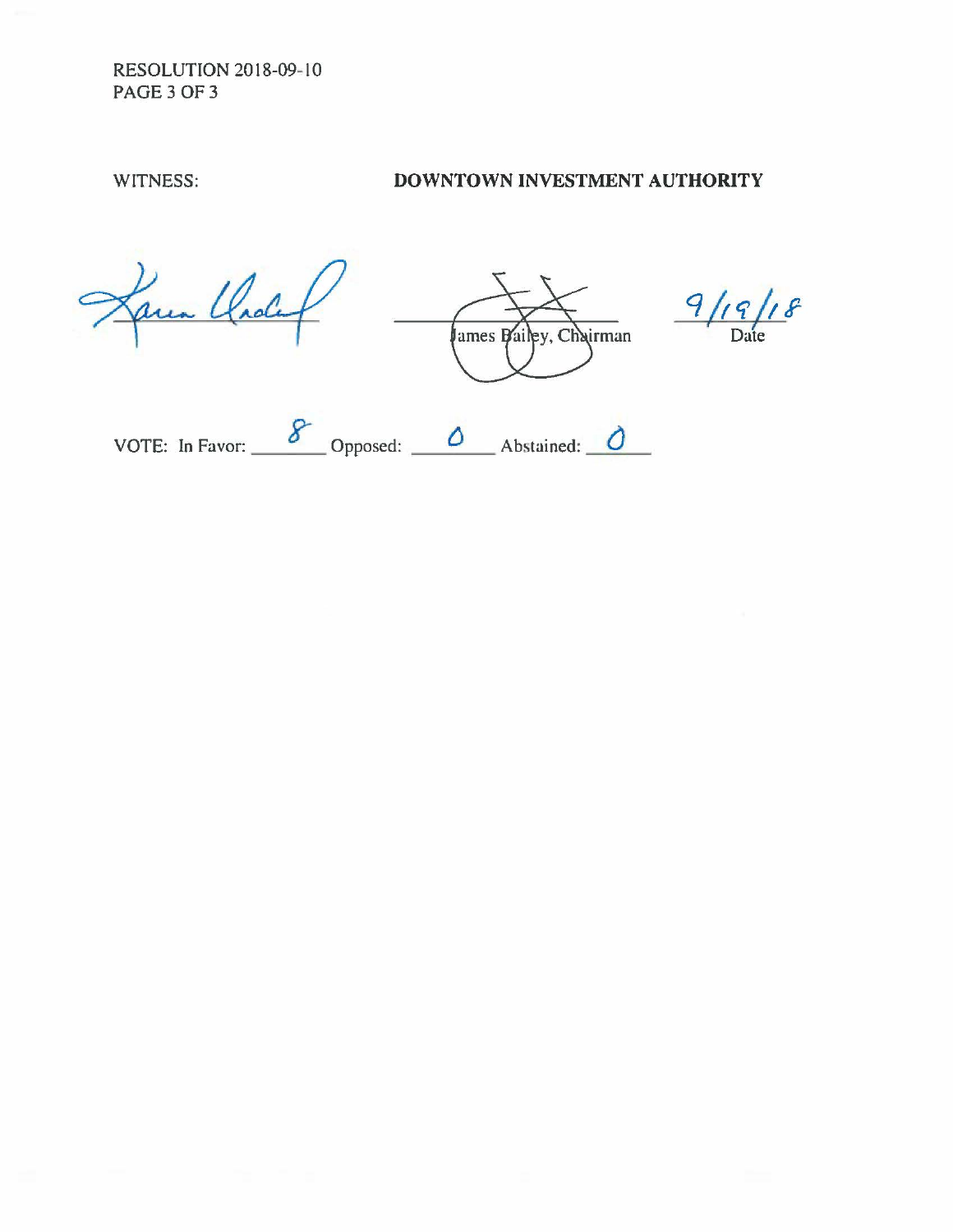WITNESS: **DOWNTOWN INVESTMENT AUTHORITY**

James Bailey, Chairman

9/19/18
Date

VOTE: In Favor: 8 Opposed: 0 Abstained: 0